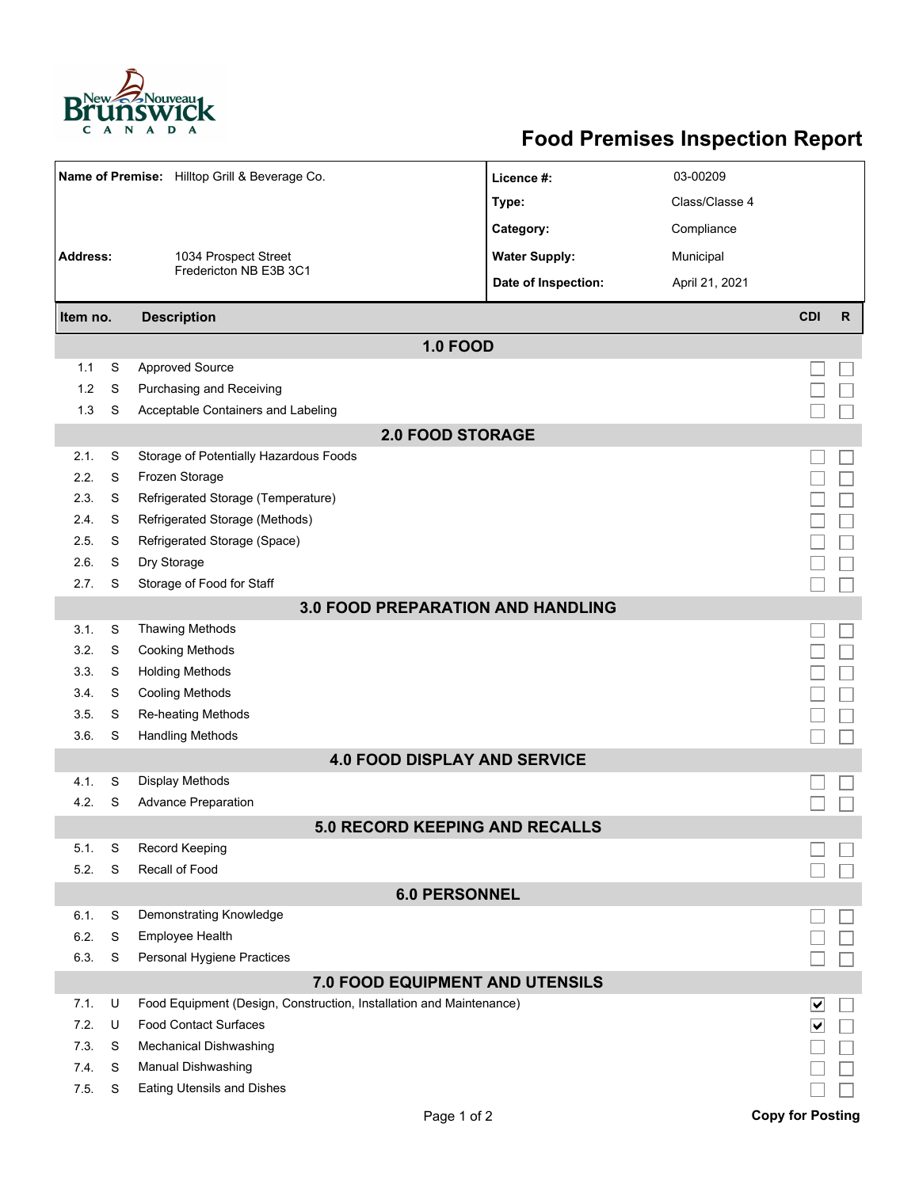# Food Premises Inspection Report

| | | | |
|---|---|---|---|
| **Name of Premise:** | Hilltop Grill & Beverage Co. | **Licence #:** | 03-00209 |
| | | **Type:** | Class/Classe 4 |
| | | **Category:** | Compliance |
| **Address:** | 1034 Prospect Street Fredericton NB E3B 3C1 | **Water Supply:** | Municipal |
| | | **Date of Inspection:** | April 21, 2021 |

| Item no. | | Description | CDI | R |
|---|---|---|---|---|
| **1.0 FOOD** | | | | |
| 1.1 | S | Approved Source | ☐ | ☐ |
| 1.2 | S | Purchasing and Receiving | ☐ | ☐ |
| 1.3 | S | Acceptable Containers and Labeling | ☐ | ☐ |
| **2.0 FOOD STORAGE** | | | | |
| 2.1. | S | Storage of Potentially Hazardous Foods | ☐ | ☐ |
| 2.2. | S | Frozen Storage | ☐ | ☐ |
| 2.3. | S | Refrigerated Storage (Temperature) | ☐ | ☐ |
| 2.4. | S | Refrigerated Storage (Methods) | ☐ | ☐ |
| 2.5. | S | Refrigerated Storage (Space) | ☐ | ☐ |
| 2.6. | S | Dry Storage | ☐ | ☐ |
| 2.7. | S | Storage of Food for Staff | ☐ | ☐ |
| **3.0 FOOD PREPARATION AND HANDLING** | | | | |
| 3.1. | S | Thawing Methods | ☐ | ☐ |
| 3.2. | S | Cooking Methods | ☐ | ☐ |
| 3.3. | S | Holding Methods | ☐ | ☐ |
| 3.4. | S | Cooling Methods | ☐ | ☐ |
| 3.5. | S | Re-heating Methods | ☐ | ☐ |
| 3.6. | S | Handling Methods | ☐ | ☐ |
| **4.0 FOOD DISPLAY AND SERVICE** | | | | |
| 4.1. | S | Display Methods | ☐ | ☐ |
| 4.2. | S | Advance Preparation | ☐ | ☐ |
| **5.0 RECORD KEEPING AND RECALLS** | | | | |
| 5.1. | S | Record Keeping | ☐ | ☐ |
| 5.2. | S | Recall of Food | ☐ | ☐ |
| **6.0 PERSONNEL** | | | | |
| 6.1. | S | Demonstrating Knowledge | ☐ | ☐ |
| 6.2. | S | Employee Health | ☐ | ☐ |
| 6.3. | S | Personal Hygiene Practices | ☐ | ☐ |
| **7.0 FOOD EQUIPMENT AND UTENSILS** | | | | |
| 7.1. | U | Food Equipment (Design, Construction, Installation and Maintenance) | ☑ | ☐ |
| 7.2. | U | Food Contact Surfaces | ☑ | ☐ |
| 7.3. | S | Mechanical Dishwashing | ☐ | ☐ |
| 7.4. | S | Manual Dishwashing | ☐ | ☐ |
| 7.5. | S | Eating Utensils and Dishes | ☐ | ☐ |

**Copy for Posting**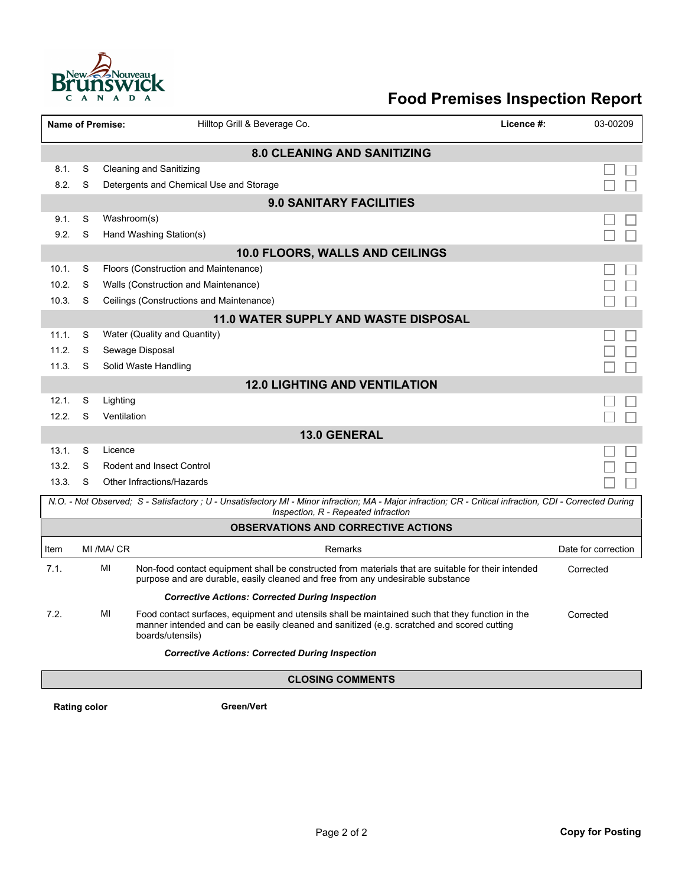# Food Premises Inspection Report

| Name of Premise: | Hilltop Grill & Beverage Co. | Licence #: | 03-00209 |
|---|---|---|---|

## 8.0 CLEANING AND SANITIZING

| | | | | |
|---|---|---|---|---|
| 8.1. | S | Cleaning and Sanitizing | ☐ | ☐ |
| 8.2. | S | Detergents and Chemical Use and Storage | ☐ | ☐ |

## 9.0 SANITARY FACILITIES

| | | | | |
|---|---|---|---|---|
| 9.1. | S | Washroom(s) | ☐ | ☐ |
| 9.2. | S | Hand Washing Station(s) | ☐ | ☐ |

## 10.0 FLOORS, WALLS AND CEILINGS

| | | | | |
|---|---|---|---|---|
| 10.1. | S | Floors (Construction and Maintenance) | ☐ | ☐ |
| 10.2. | S | Walls (Construction and Maintenance) | ☐ | ☐ |
| 10.3. | S | Ceilings (Constructions and Maintenance) | ☐ | ☐ |

## 11.0 WATER SUPPLY AND WASTE DISPOSAL

| | | | | |
|---|---|---|---|---|
| 11.1. | S | Water (Quality and Quantity) | ☐ | ☐ |
| 11.2. | S | Sewage Disposal | ☐ | ☐ |
| 11.3. | S | Solid Waste Handling | ☐ | ☐ |

## 12.0 LIGHTING AND VENTILATION

| | | | | |
|---|---|---|---|---|
| 12.1. | S | Lighting | ☐ | ☐ |
| 12.2. | S | Ventilation | ☐ | ☐ |

## 13.0 GENERAL

| | | | | |
|---|---|---|---|---|
| 13.1. | S | Licence | ☐ | ☐ |
| 13.2. | S | Rodent and Insect Control | ☐ | ☐ |
| 13.3. | S | Other Infractions/Hazards | ☐ | ☐ |

*N.O. - Not Observed; S - Satisfactory ; U - Unsatisfactory MI - Minor infraction; MA - Major infraction; CR - Critical infraction, CDI - Corrected During Inspection, R - Repeated infraction*

## OBSERVATIONS AND CORRECTIVE ACTIONS

| Item | MI /MA/ CR | Remarks | Date for correction |
|---|---|---|---|
| 7.1. | MI | Non-food contact equipment shall be constructed from materials that are suitable for their intended purpose and are durable, easily cleaned and free from any undesirable substance | Corrected |
| | | ***Corrective Actions: Corrected During Inspection*** | |
| 7.2. | MI | Food contact surfaces, equipment and utensils shall be maintained such that they function in the manner intended and can be easily cleaned and sanitized (e.g. scratched and scored cutting boards/utensils) | Corrected |
| | | ***Corrective Actions: Corrected During Inspection*** | |

## CLOSING COMMENTS

**Rating color** **Green/Vert**

**Copy for Posting**